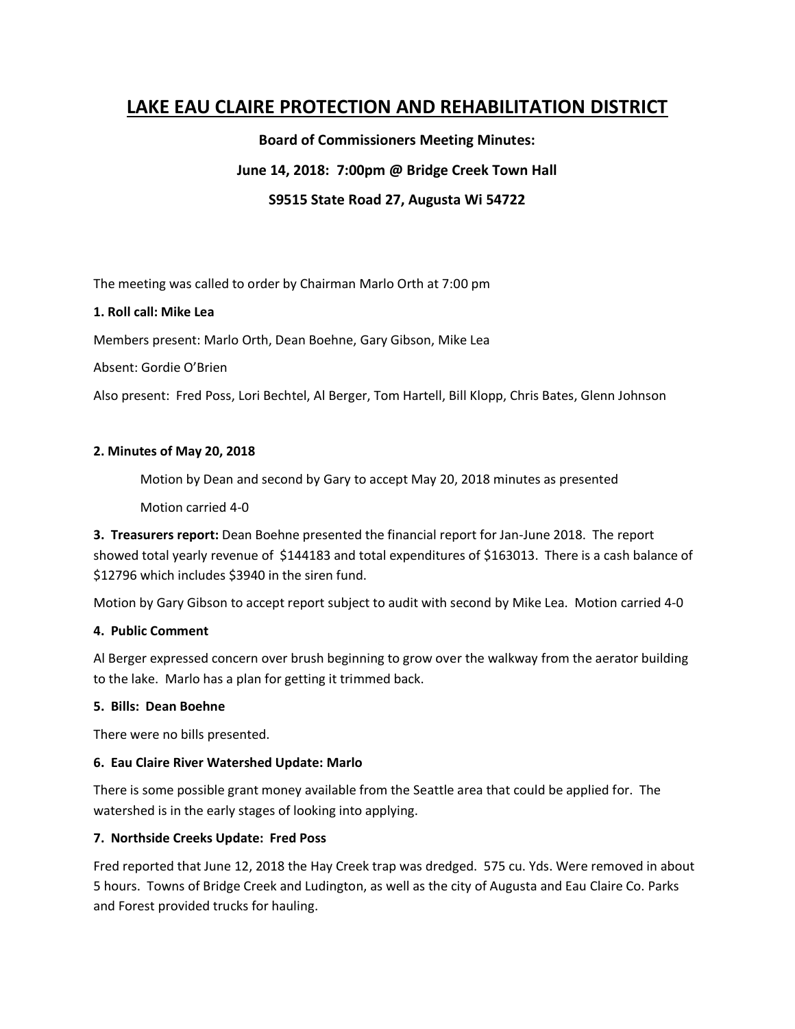# LAKE EAU CLAIRE PROTECTION AND REHABILITATION DISTRICT

**Board of Commissioners Meeting Minutes:**

**June 14, 2018: 7:00pm @ Bridge Creek Town Hall**

**S9515 State Road 27, Augusta Wi 54722**

The meeting was called to order by Chairman Marlo Orth at 7:00 pm

**1. Roll call: Mike Lea**

Members present: Marlo Orth, Dean Boehne, Gary Gibson, Mike Lea

Absent: Gordie O'Brien

Also present: Fred Poss, Lori Bechtel, Al Berger, Tom Hartell, Bill Klopp, Chris Bates, Glenn Johnson

**2. Minutes of May 20, 2018**

Motion by Dean and second by Gary to accept May 20, 2018 minutes as presented

Motion carried 4-0

**3. Treasurers report:** Dean Boehne presented the financial report for Jan-June 2018. The report showed total yearly revenue of $144183 and total expenditures of $163013. There is a cash balance of $12796 which includes $3940 in the siren fund.

Motion by Gary Gibson to accept report subject to audit with second by Mike Lea. Motion carried 4-0

**4. Public Comment**

Al Berger expressed concern over brush beginning to grow over the walkway from the aerator building to the lake. Marlo has a plan for getting it trimmed back.

**5. Bills: Dean Boehne**

There were no bills presented.

**6. Eau Claire River Watershed Update: Marlo**

There is some possible grant money available from the Seattle area that could be applied for. The watershed is in the early stages of looking into applying.

**7. Northside Creeks Update: Fred Poss**

Fred reported that June 12, 2018 the Hay Creek trap was dredged. 575 cu. Yds. Were removed in about 5 hours. Towns of Bridge Creek and Ludington, as well as the city of Augusta and Eau Claire Co. Parks and Forest provided trucks for hauling.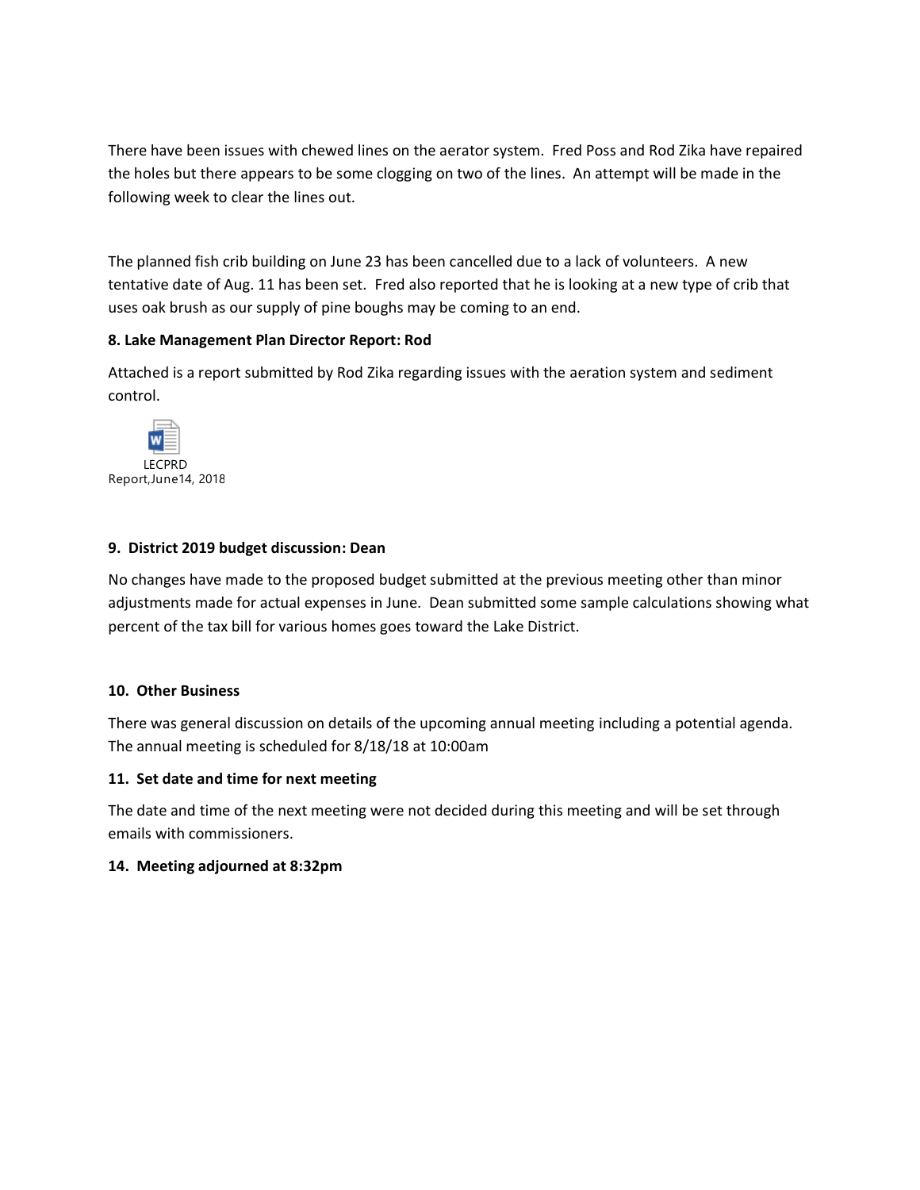There have been issues with chewed lines on the aerator system. Fred Poss and Rod Zika have repaired the holes but there appears to be some clogging on two of the lines. An attempt will be made in the following week to clear the lines out.

The planned fish crib building on June 23 has been cancelled due to a lack of volunteers. A new tentative date of Aug. 11 has been set. Fred also reported that he is looking at a new type of crib that uses oak brush as our supply of pine boughs may be coming to an end.

**8. Lake Management Plan Director Report: Rod**

Attached is a report submitted by Rod Zika regarding issues with the aeration system and sediment control.

LECPRD Report,June14, 2018

**9. District 2019 budget discussion: Dean**

No changes have made to the proposed budget submitted at the previous meeting other than minor adjustments made for actual expenses in June. Dean submitted some sample calculations showing what percent of the tax bill for various homes goes toward the Lake District.

**10. Other Business**

There was general discussion on details of the upcoming annual meeting including a potential agenda. The annual meeting is scheduled for 8/18/18 at 10:00am

**11. Set date and time for next meeting**

The date and time of the next meeting were not decided during this meeting and will be set through emails with commissioners.

**14. Meeting adjourned at 8:32pm**